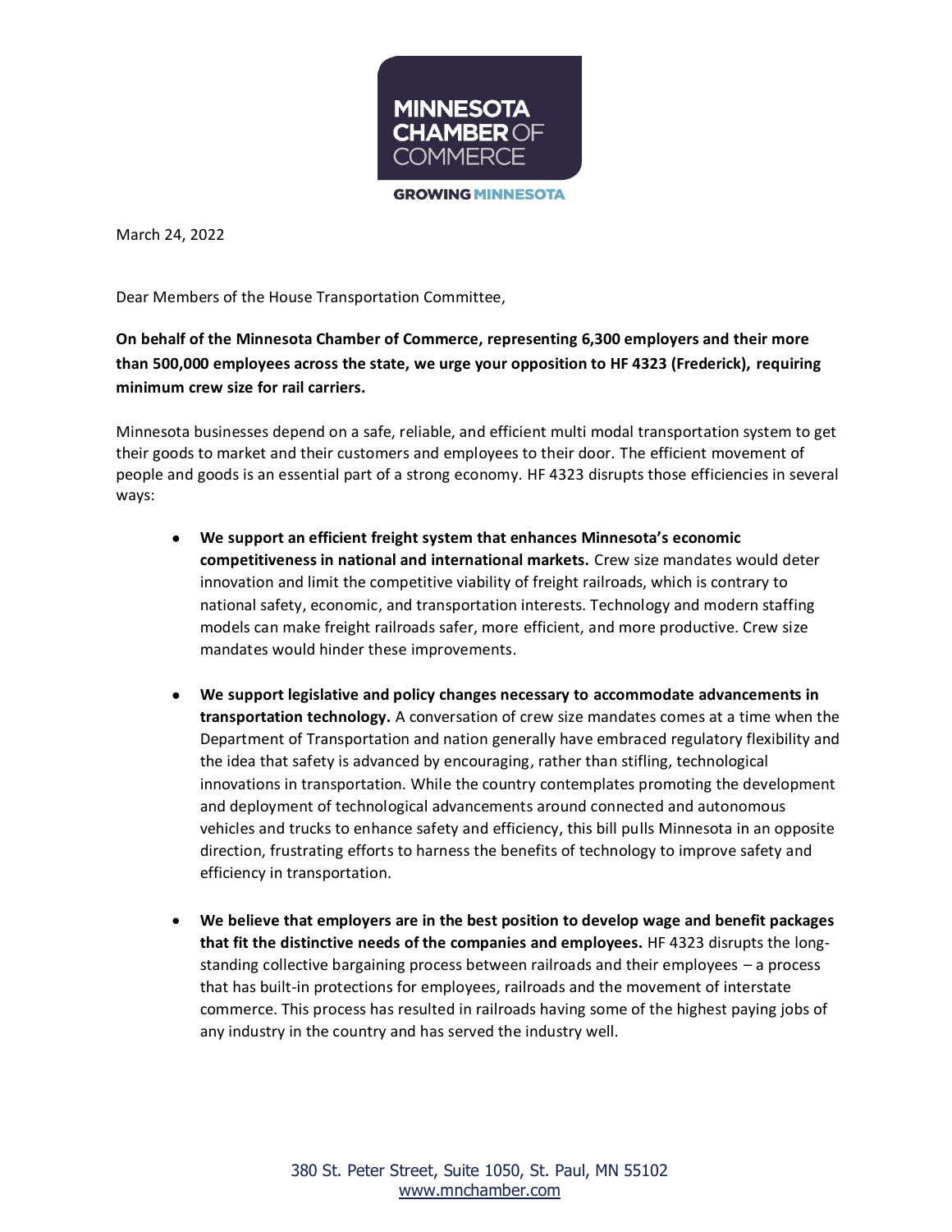MINNESOTA CHAMBER OF COMMERCE

GROWING MINNESOTA

March 24, 2022

Dear Members of the House Transportation Committee,

**On behalf of the Minnesota Chamber of Commerce, representing 6,300 employers and their more than 500,000 employees across the state, we urge your opposition to HF 4323 (Frederick), requiring minimum crew size for rail carriers.**

Minnesota businesses depend on a safe, reliable, and efficient multi modal transportation system to get their goods to market and their customers and employees to their door. The efficient movement of people and goods is an essential part of a strong economy. HF 4323 disrupts those efficiencies in several ways:

- **We support an efficient freight system that enhances Minnesota's economic competitiveness in national and international markets.** Crew size mandates would deter innovation and limit the competitive viability of freight railroads, which is contrary to national safety, economic, and transportation interests. Technology and modern staffing models can make freight railroads safer, more efficient, and more productive. Crew size mandates would hinder these improvements.

- **We support legislative and policy changes necessary to accommodate advancements in transportation technology.** A conversation of crew size mandates comes at a time when the Department of Transportation and nation generally have embraced regulatory flexibility and the idea that safety is advanced by encouraging, rather than stifling, technological innovations in transportation. While the country contemplates promoting the development and deployment of technological advancements around connected and autonomous vehicles and trucks to enhance safety and efficiency, this bill pulls Minnesota in an opposite direction, frustrating efforts to harness the benefits of technology to improve safety and efficiency in transportation.

- **We believe that employers are in the best position to develop wage and benefit packages that fit the distinctive needs of the companies and employees.** HF 4323 disrupts the long-standing collective bargaining process between railroads and their employees – a process that has built-in protections for employees, railroads and the movement of interstate commerce. This process has resulted in railroads having some of the highest paying jobs of any industry in the country and has served the industry well.

380 St. Peter Street, Suite 1050, St. Paul, MN 55102
www.mnchamber.com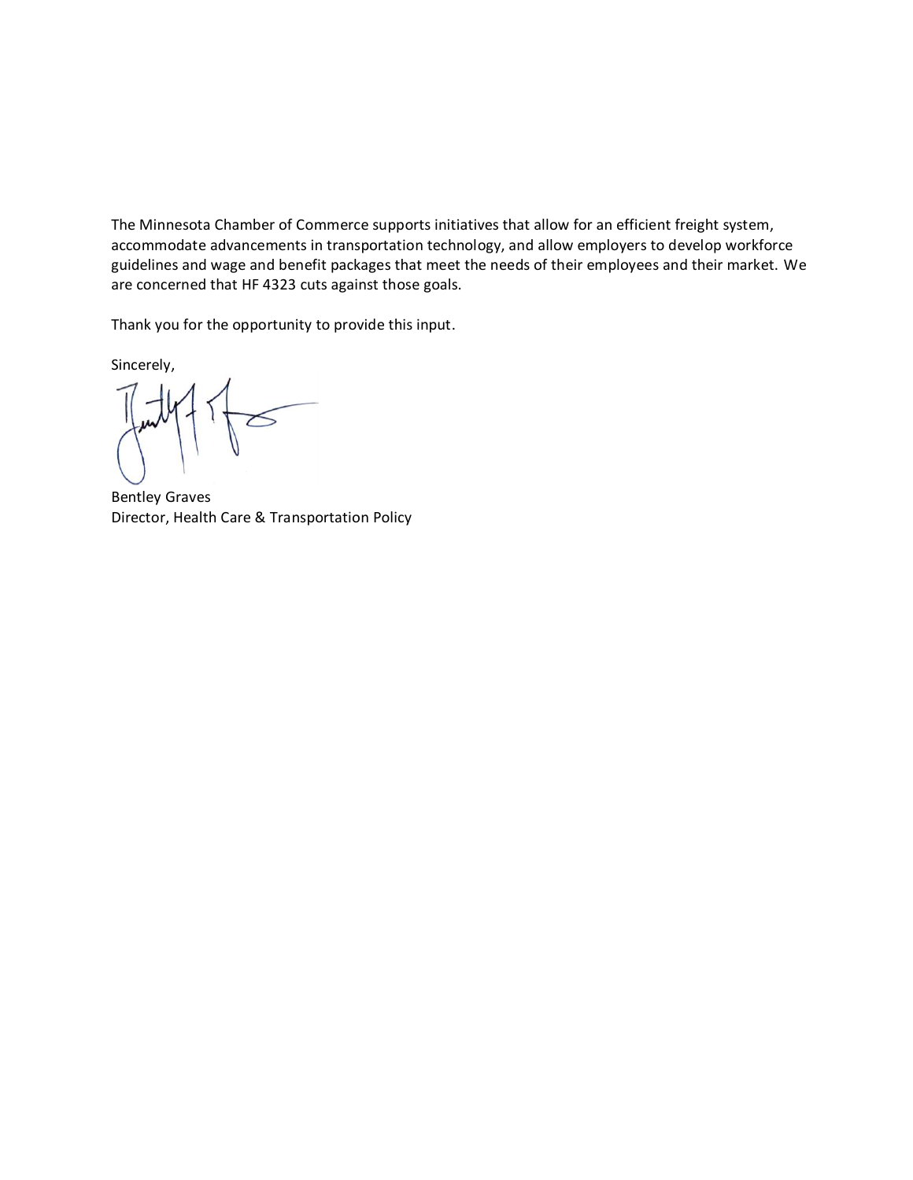The Minnesota Chamber of Commerce supports initiatives that allow for an efficient freight system, accommodate advancements in transportation technology, and allow employers to develop workforce guidelines and wage and benefit packages that meet the needs of their employees and their market. We are concerned that HF 4323 cuts against those goals.

Thank you for the opportunity to provide this input.

Sincerely,

Bentley Graves
Director, Health Care & Transportation Policy